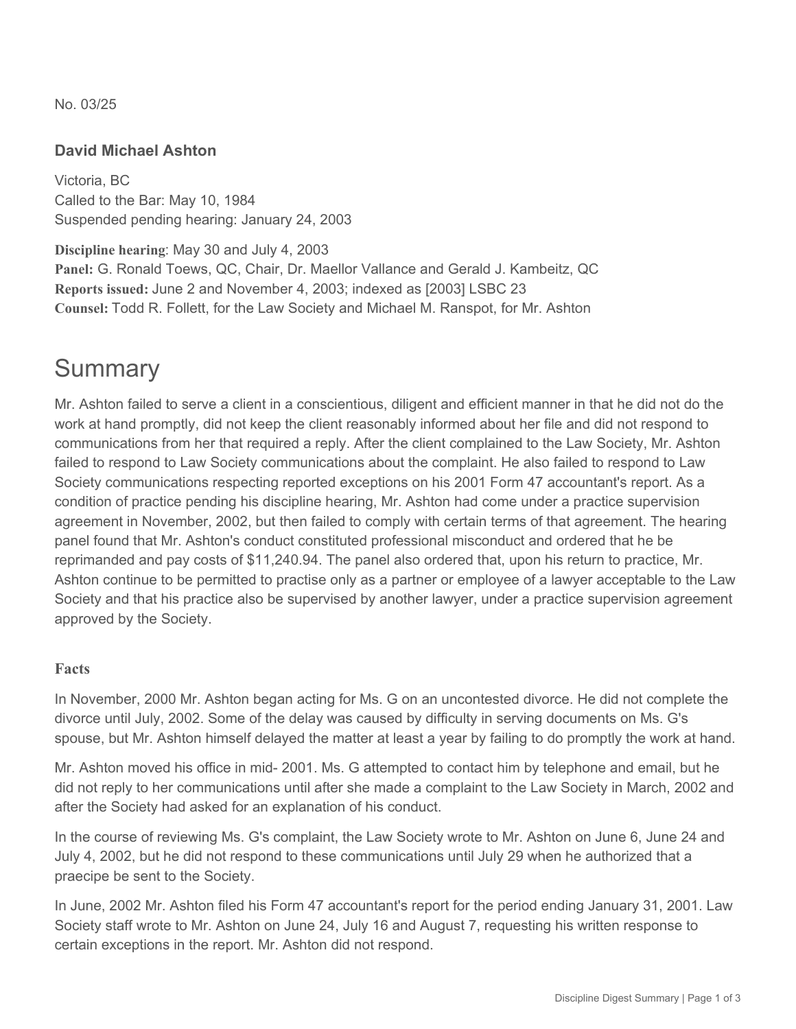No. 03/25

### David Michael Ashton

Victoria, BC
Called to the Bar: May 10, 1984
Suspended pending hearing: January 24, 2003

**Discipline hearing**: May 30 and July 4, 2003
**Panel:** G. Ronald Toews, QC, Chair, Dr. Maellor Vallance and Gerald J. Kambeitz, QC
**Reports issued:** June 2 and November 4, 2003; indexed as [2003] LSBC 23
**Counsel:** Todd R. Follett, for the Law Society and Michael M. Ranspot, for Mr. Ashton

# Summary

Mr. Ashton failed to serve a client in a conscientious, diligent and efficient manner in that he did not do the work at hand promptly, did not keep the client reasonably informed about her file and did not respond to communications from her that required a reply. After the client complained to the Law Society, Mr. Ashton failed to respond to Law Society communications about the complaint. He also failed to respond to Law Society communications respecting reported exceptions on his 2001 Form 47 accountant's report. As a condition of practice pending his discipline hearing, Mr. Ashton had come under a practice supervision agreement in November, 2002, but then failed to comply with certain terms of that agreement. The hearing panel found that Mr. Ashton's conduct constituted professional misconduct and ordered that he be reprimanded and pay costs of $11,240.94. The panel also ordered that, upon his return to practice, Mr. Ashton continue to be permitted to practise only as a partner or employee of a lawyer acceptable to the Law Society and that his practice also be supervised by another lawyer, under a practice supervision agreement approved by the Society.

#### Facts

In November, 2000 Mr. Ashton began acting for Ms. G on an uncontested divorce. He did not complete the divorce until July, 2002. Some of the delay was caused by difficulty in serving documents on Ms. G's spouse, but Mr. Ashton himself delayed the matter at least a year by failing to do promptly the work at hand.

Mr. Ashton moved his office in mid- 2001. Ms. G attempted to contact him by telephone and email, but he did not reply to her communications until after she made a complaint to the Law Society in March, 2002 and after the Society had asked for an explanation of his conduct.

In the course of reviewing Ms. G's complaint, the Law Society wrote to Mr. Ashton on June 6, June 24 and July 4, 2002, but he did not respond to these communications until July 29 when he authorized that a praecipe be sent to the Society.

In June, 2002 Mr. Ashton filed his Form 47 accountant's report for the period ending January 31, 2001. Law Society staff wrote to Mr. Ashton on June 24, July 16 and August 7, requesting his written response to certain exceptions in the report. Mr. Ashton did not respond.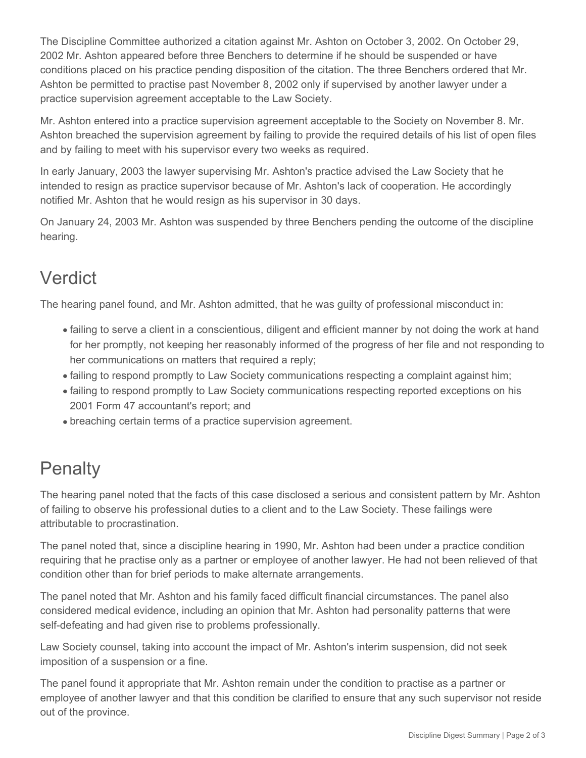The Discipline Committee authorized a citation against Mr. Ashton on October 3, 2002. On October 29, 2002 Mr. Ashton appeared before three Benchers to determine if he should be suspended or have conditions placed on his practice pending disposition of the citation. The three Benchers ordered that Mr. Ashton be permitted to practise past November 8, 2002 only if supervised by another lawyer under a practice supervision agreement acceptable to the Law Society.

Mr. Ashton entered into a practice supervision agreement acceptable to the Society on November 8. Mr. Ashton breached the supervision agreement by failing to provide the required details of his list of open files and by failing to meet with his supervisor every two weeks as required.

In early January, 2003 the lawyer supervising Mr. Ashton's practice advised the Law Society that he intended to resign as practice supervisor because of Mr. Ashton's lack of cooperation. He accordingly notified Mr. Ashton that he would resign as his supervisor in 30 days.

On January 24, 2003 Mr. Ashton was suspended by three Benchers pending the outcome of the discipline hearing.

## Verdict

The hearing panel found, and Mr. Ashton admitted, that he was guilty of professional misconduct in:

- failing to serve a client in a conscientious, diligent and efficient manner by not doing the work at hand for her promptly, not keeping her reasonably informed of the progress of her file and not responding to her communications on matters that required a reply;
- failing to respond promptly to Law Society communications respecting a complaint against him;
- failing to respond promptly to Law Society communications respecting reported exceptions on his 2001 Form 47 accountant's report; and
- breaching certain terms of a practice supervision agreement.

## Penalty

The hearing panel noted that the facts of this case disclosed a serious and consistent pattern by Mr. Ashton of failing to observe his professional duties to a client and to the Law Society. These failings were attributable to procrastination.

The panel noted that, since a discipline hearing in 1990, Mr. Ashton had been under a practice condition requiring that he practise only as a partner or employee of another lawyer. He had not been relieved of that condition other than for brief periods to make alternate arrangements.

The panel noted that Mr. Ashton and his family faced difficult financial circumstances. The panel also considered medical evidence, including an opinion that Mr. Ashton had personality patterns that were self-defeating and had given rise to problems professionally.

Law Society counsel, taking into account the impact of Mr. Ashton's interim suspension, did not seek imposition of a suspension or a fine.

The panel found it appropriate that Mr. Ashton remain under the condition to practise as a partner or employee of another lawyer and that this condition be clarified to ensure that any such supervisor not reside out of the province.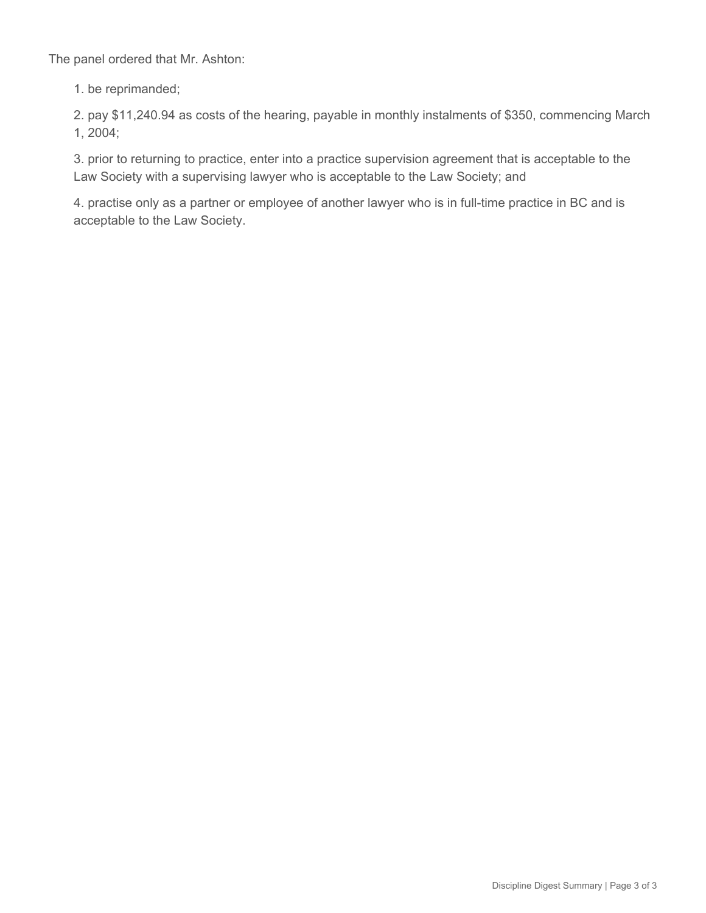The panel ordered that Mr. Ashton:

1. be reprimanded;

2. pay $11,240.94 as costs of the hearing, payable in monthly instalments of $350, commencing March 1, 2004;

3. prior to returning to practice, enter into a practice supervision agreement that is acceptable to the Law Society with a supervising lawyer who is acceptable to the Law Society; and

4. practise only as a partner or employee of another lawyer who is in full-time practice in BC and is acceptable to the Law Society.